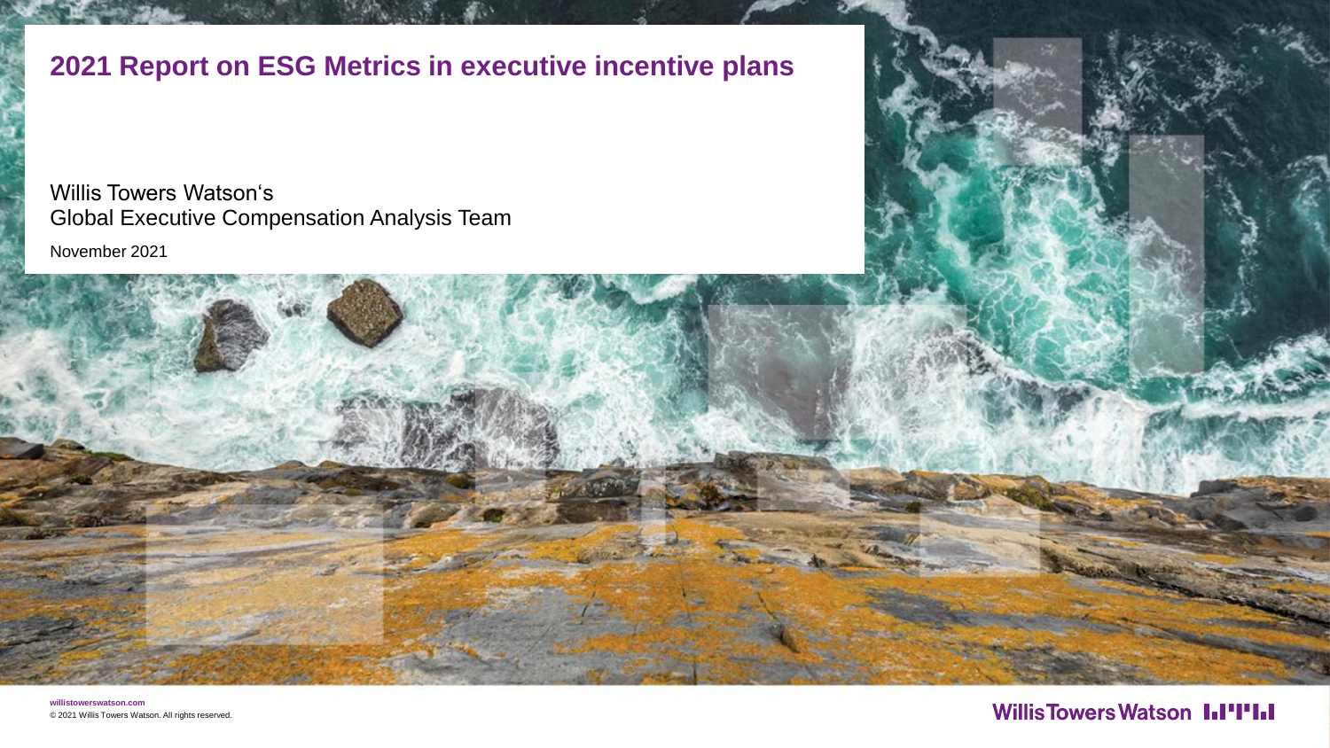# 2021 Report on ESG Metrics in executive incentive plans

Willis Towers Watson's
Global Executive Compensation Analysis Team

November 2021

willistowerswatson.com
© 2021 Willis Towers Watson. All rights reserved.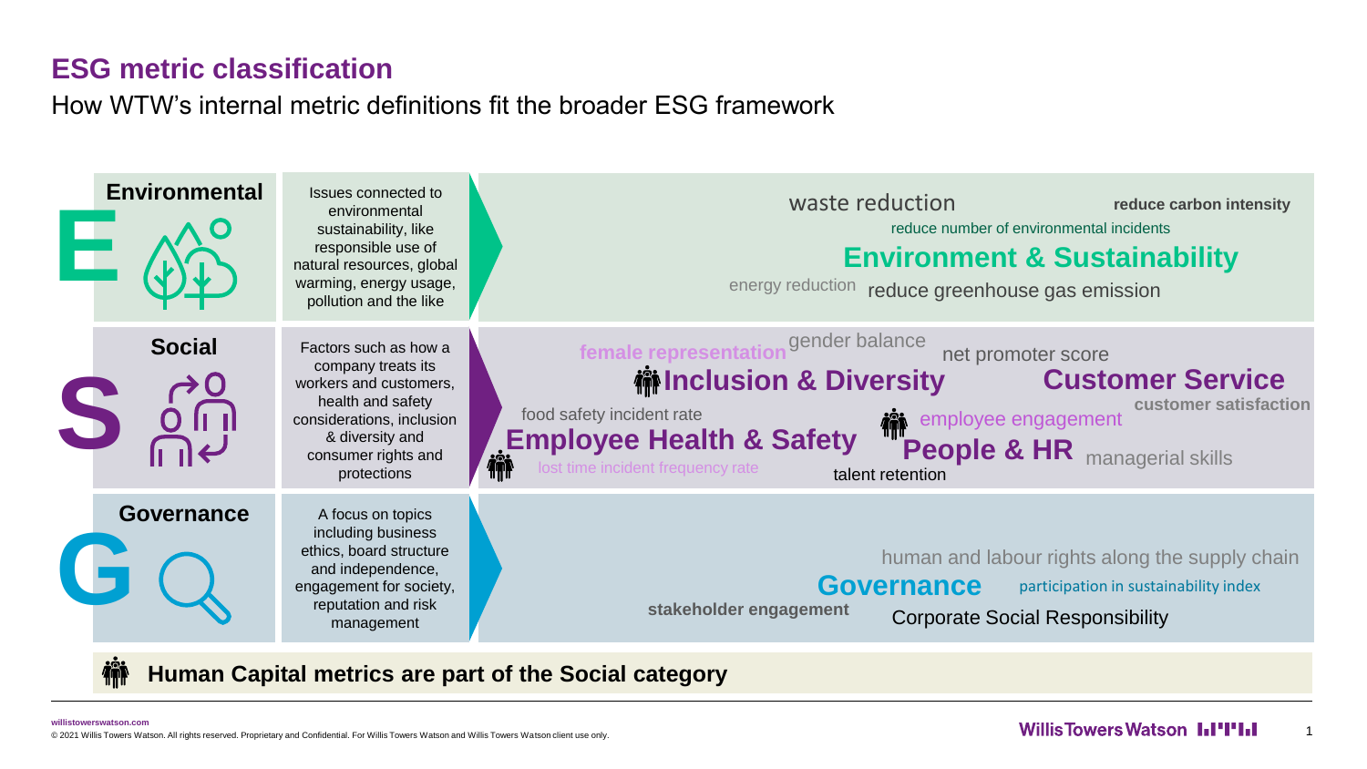# ESG metric classification

How WTW's internal metric definitions fit the broader ESG framework

## E — Environmental

Issues connected to environmental sustainability, like responsible use of natural resources, global warming, energy usage, pollution and the like

**Environment & Sustainability**

- waste reduction
- **reduce carbon intensity**
- reduce number of environmental incidents
- energy reduction
- reduce greenhouse gas emission

## S — Social

Factors such as how a company treats its workers and customers, health and safety considerations, inclusion & diversity and consumer rights and protections

**Inclusion & Diversity** (Human Capital)

- **female representation**
- gender balance

**Customer Service**

- net promoter score
- **customer satisfaction**

**Employee Health & Safety** (Human Capital)

- food safety incident rate
- lost time incident frequency rate

**People & HR** (Human Capital)

- employee engagement
- managerial skills
- talent retention

## G — Governance

A focus on topics including business ethics, board structure and independence, engagement for society, reputation and risk management

**Governance**

- human and labour rights along the supply chain
- participation in sustainability index
- **stakeholder engagement**
- Corporate Social Responsibility

**Human Capital metrics are part of the Social category**

willistowerswatson.com

© 2021 Willis Towers Watson. All rights reserved. Proprietary and Confidential. For Willis Towers Watson and Willis Towers Watson client use only.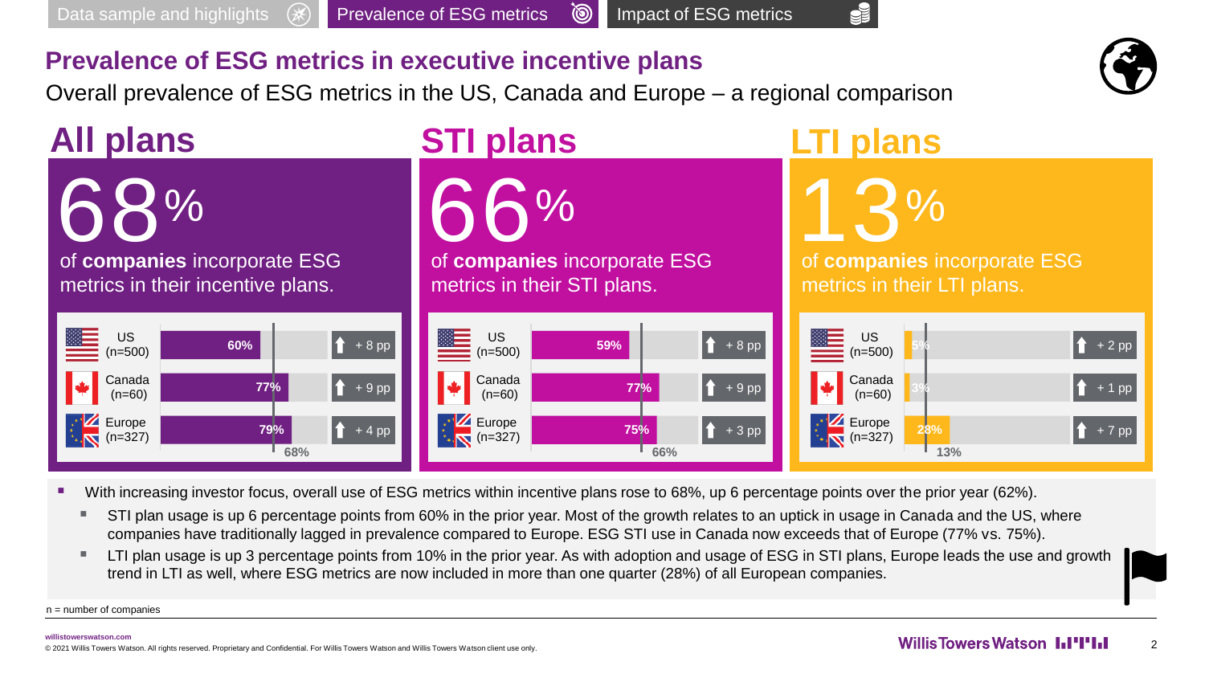Data sample and highlights | Prevalence of ESG metrics | Impact of ESG metrics

# Prevalence of ESG metrics in executive incentive plans

Overall prevalence of ESG metrics in the US, Canada and Europe – a regional comparison

## All plans

**68%** of **companies** incorporate ESG metrics in their incentive plans.

| Region | Prevalence | Change |
|---|---|---|
| US (n=500) | 60% | + 8 pp |
| Canada (n=60) | 77% | + 9 pp |
| Europe (n=327) | 79% | + 4 pp |
| Overall | 68% | |

## STI plans

**66%** of **companies** incorporate ESG metrics in their STI plans.

| Region | Prevalence | Change |
|---|---|---|
| US (n=500) | 59% | + 8 pp |
| Canada (n=60) | 77% | + 9 pp |
| Europe (n=327) | 75% | + 3 pp |
| Overall | 66% | |

## LTI plans

**13%** of **companies** incorporate ESG metrics in their LTI plans.

| Region | Prevalence | Change |
|---|---|---|
| US (n=500) | 5% | + 2 pp |
| Canada (n=60) | 3% | + 1 pp |
| Europe (n=327) | 28% | + 7 pp |
| Overall | 13% | |

- With increasing investor focus, overall use of ESG metrics within incentive plans rose to 68%, up 6 percentage points over the prior year (62%).
  - STI plan usage is up 6 percentage points from 60% in the prior year. Most of the growth relates to an uptick in usage in Canada and the US, where companies have traditionally lagged in prevalence compared to Europe. ESG STI use in Canada now exceeds that of Europe (77% vs. 75%).
  - LTI plan usage is up 3 percentage points from 10% in the prior year. As with adoption and usage of ESG in STI plans, Europe leads the use and growth trend in LTI as well, where ESG metrics are now included in more than one quarter (28%) of all European companies.

n = number of companies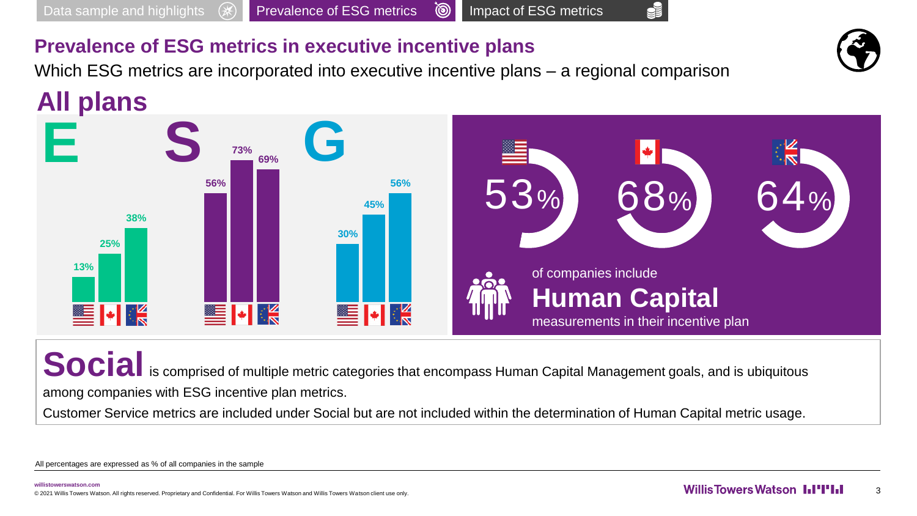Data sample and highlights | **Prevalence of ESG metrics** | Impact of ESG metrics

## Prevalence of ESG metrics in executive incentive plans

Which ESG metrics are incorporated into executive incentive plans – a regional comparison

# All plans

| | US | Canada | EU/UK |
|---|---|---|---|
| E | 13% | 25% | 38% |
| S | 56% | 73% | 69% |
| G | 30% | 45% | 56% |

| US | Canada | EU/UK |
|---|---|---|
| 53% | 68% | 64% |

of companies include **Human Capital** measurements in their incentive plan

**Social** is comprised of multiple metric categories that encompass Human Capital Management goals, and is ubiquitous among companies with ESG incentive plan metrics.

Customer Service metrics are included under Social but are not included within the determination of Human Capital metric usage.

All percentages are expressed as % of all companies in the sample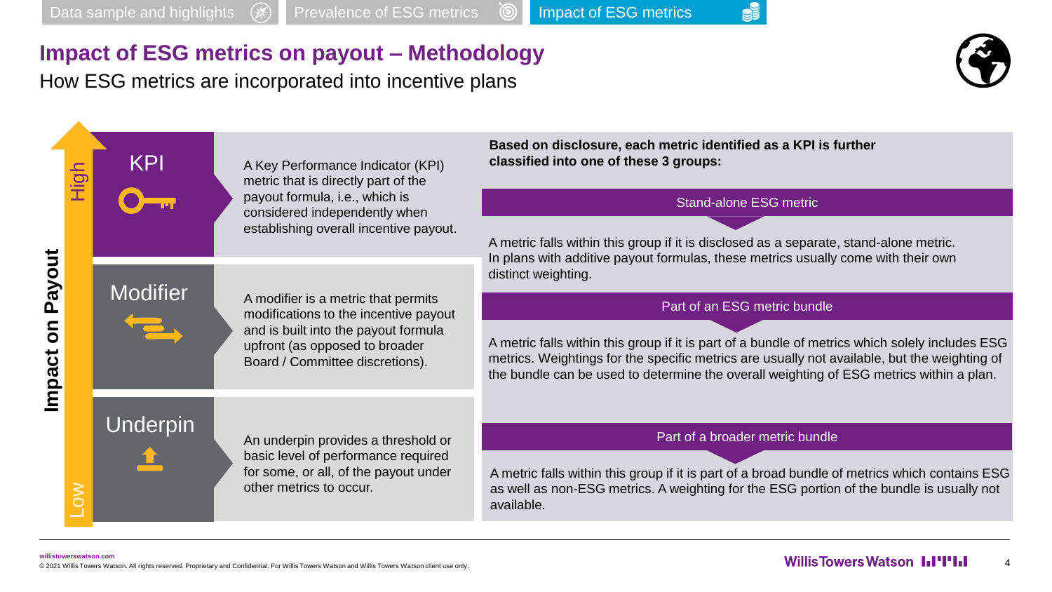Data sample and highlights | Prevalence of ESG metrics | Impact of ESG metrics

# Impact of ESG metrics on payout – Methodology

How ESG metrics are incorporated into incentive plans

**Impact on Payout** (High → Low)

## KPI

A Key Performance Indicator (KPI) metric that is directly part of the payout formula, i.e., which is considered independently when establishing overall incentive payout.

## Modifier

A modifier is a metric that permits modifications to the incentive payout and is built into the payout formula upfront (as opposed to broader Board / Committee discretions).

## Underpin

An underpin provides a threshold or basic level of performance required for some, or all, of the payout under other metrics to occur.

---

**Based on disclosure, each metric identified as a KPI is further classified into one of these 3 groups:**

### Stand-alone ESG metric

A metric falls within this group if it is disclosed as a separate, stand-alone metric. In plans with additive payout formulas, these metrics usually come with their own distinct weighting.

### Part of an ESG metric bundle

A metric falls within this group if it is part of a bundle of metrics which solely includes ESG metrics. Weightings for the specific metrics are usually not available, but the weighting of the bundle can be used to determine the overall weighting of ESG metrics within a plan.

### Part of a broader metric bundle

A metric falls within this group if it is part of a broad bundle of metrics which contains ESG as well as non-ESG metrics. A weighting for the ESG portion of the bundle is usually not available.

willistowerswatson.com

© 2021 Willis Towers Watson. All rights reserved. Proprietary and Confidential. For Willis Towers Watson and Willis Towers Watson client use only.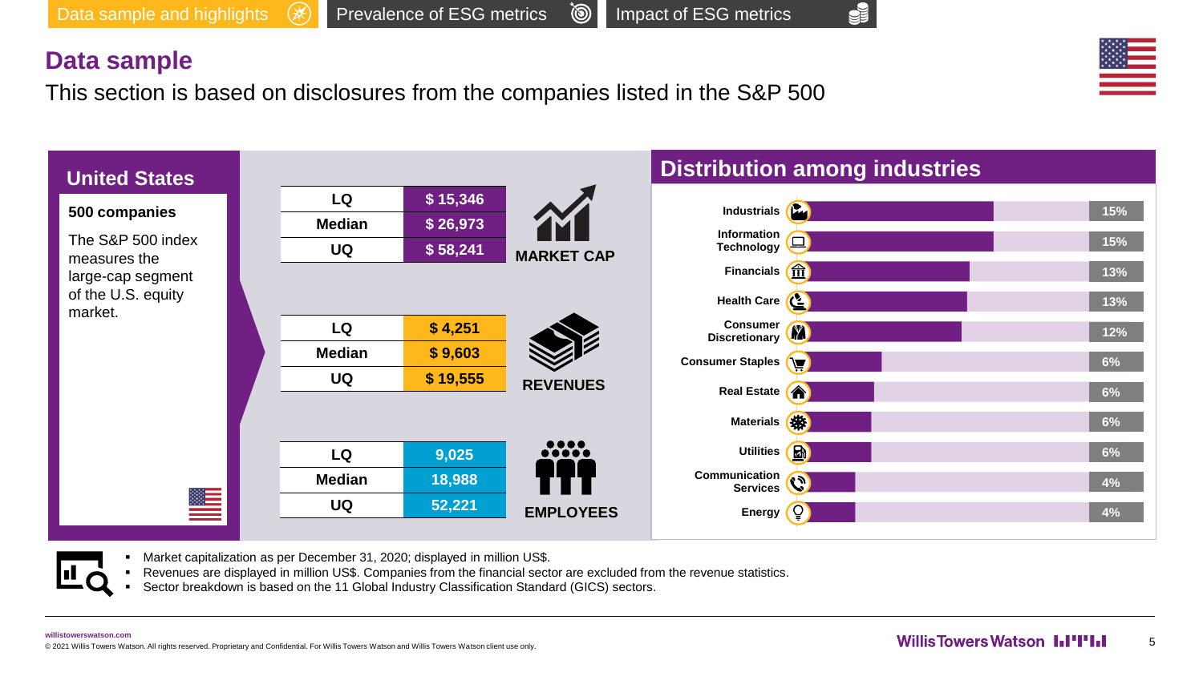Data sample and highlights | Prevalence of ESG metrics | Impact of ESG metrics

## Data sample

This section is based on disclosures from the companies listed in the S&P 500

### United States

**500 companies**

The S&P 500 index measures the large-cap segment of the U.S. equity market.

**MARKET CAP**

| | |
|---|---|
| LQ | $ 15,346 |
| Median | $ 26,973 |
| UQ | $ 58,241 |

**REVENUES**

| | |
|---|---|
| LQ | $ 4,251 |
| Median | $ 9,603 |
| UQ | $ 19,555 |

**EMPLOYEES**

| | |
|---|---|
| LQ | 9,025 |
| Median | 18,988 |
| UQ | 52,221 |

### Distribution among industries

| Industry | Share |
|---|---|
| Industrials | 15% |
| Information Technology | 15% |
| Financials | 13% |
| Health Care | 13% |
| Consumer Discretionary | 12% |
| Consumer Staples | 6% |
| Real Estate | 6% |
| Materials | 6% |
| Utilities | 6% |
| Communication Services | 4% |
| Energy | 4% |

- Market capitalization as per December 31, 2020; displayed in million US$.
- Revenues are displayed in million US$. Companies from the financial sector are excluded from the revenue statistics.
- Sector breakdown is based on the 11 Global Industry Classification Standard (GICS) sectors.

willistowerswatson.com

© 2021 Willis Towers Watson. All rights reserved. Proprietary and Confidential. For Willis Towers Watson and Willis Towers Watson client use only.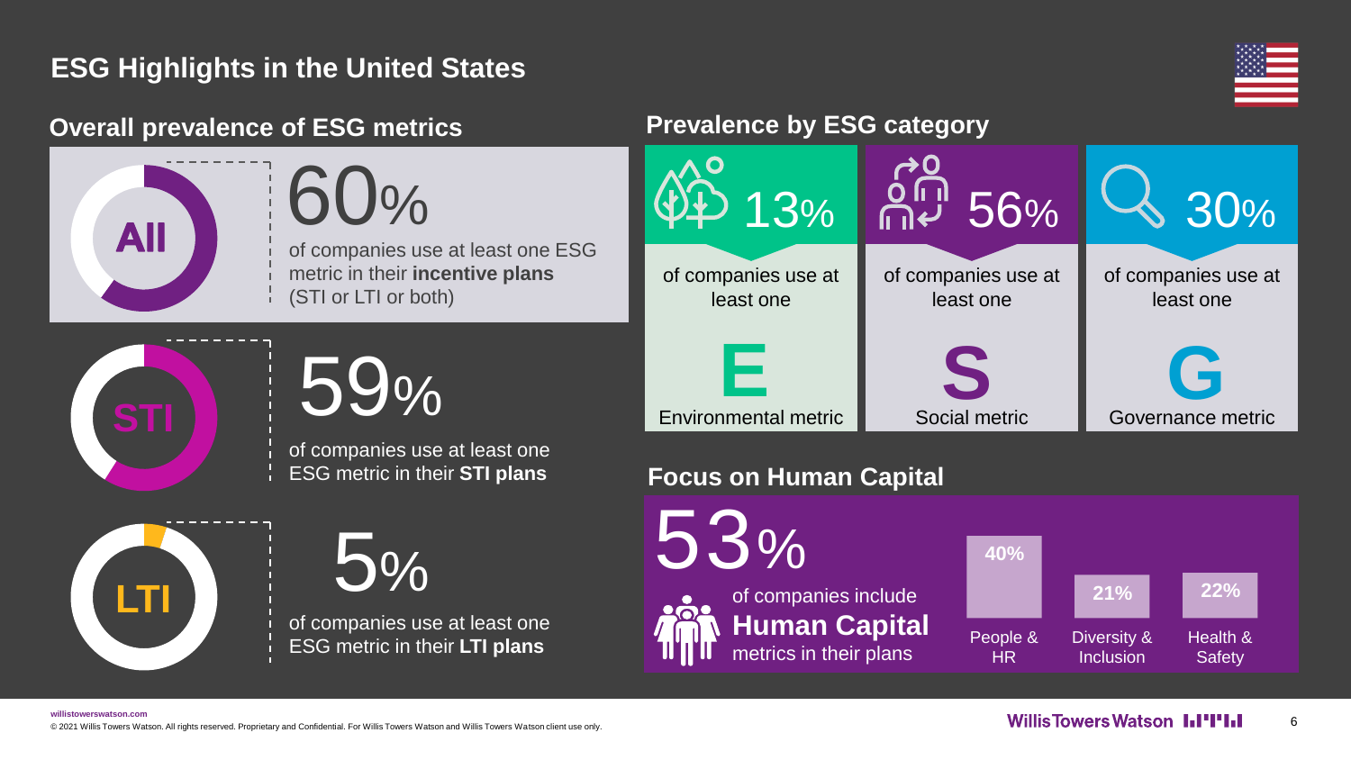# ESG Highlights in the United States

## Overall prevalence of ESG metrics

**All**

60%

of companies use at least one ESG metric in their **incentive plans** (STI or LTI or both)

**STI**

59%

of companies use at least one ESG metric in their **STI plans**

**LTI**

5%

of companies use at least one ESG metric in their **LTI plans**

## Prevalence by ESG category

13%

of companies use at least one

**E**

Environmental metric

56%

of companies use at least one

**S**

Social metric

30%

of companies use at least one

**G**

Governance metric

## Focus on Human Capital

53%

of companies include **Human Capital** metrics in their plans

| People & HR | Diversity & Inclusion | Health & Safety |
| --- | --- | --- |
| 40% | 21% | 22% |

willistowerswatson.com

© 2021 Willis Towers Watson. All rights reserved. Proprietary and Confidential. For Willis Towers Watson and Willis Towers Watson client use only.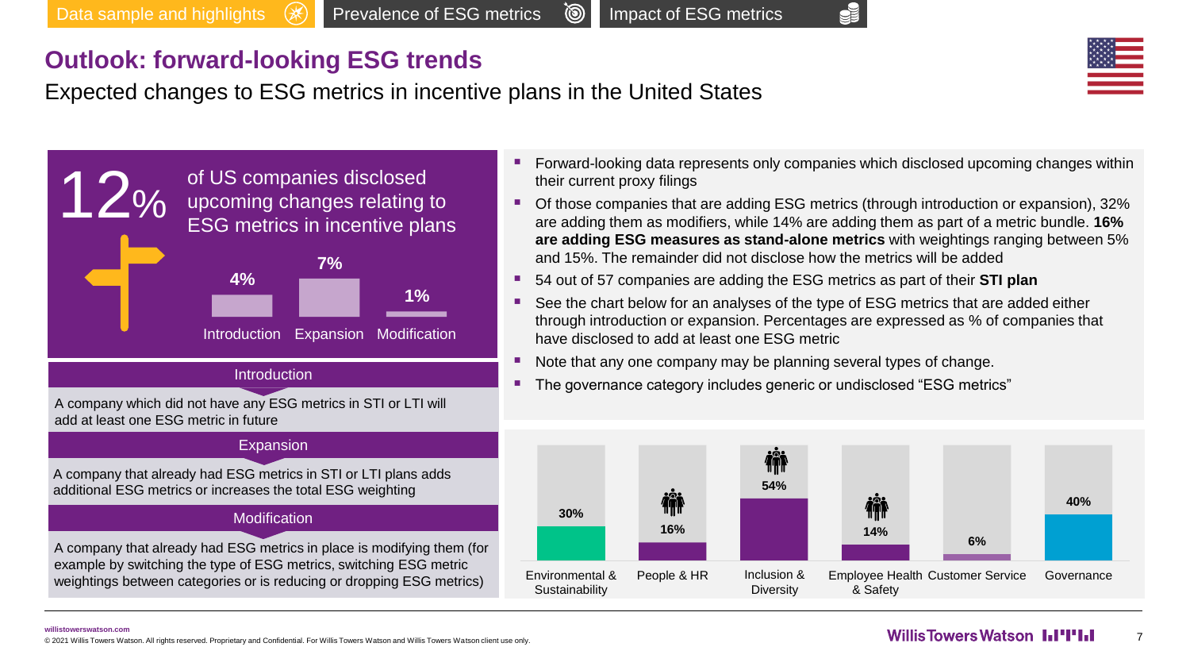Data sample and highlights | Prevalence of ESG metrics | Impact of ESG metrics

# Outlook: forward-looking ESG trends

Expected changes to ESG metrics in incentive plans in the United States

**12%** of US companies disclosed upcoming changes relating to ESG metrics in incentive plans

| Introduction | Expansion | Modification |
|---|---|---|
| 4% | 7% | 1% |

**Introduction**

A company which did not have any ESG metrics in STI or LTI will add at least one ESG metric in future

**Expansion**

A company that already had ESG metrics in STI or LTI plans adds additional ESG metrics or increases the total ESG weighting

**Modification**

A company that already had ESG metrics in place is modifying them (for example by switching the type of ESG metrics, switching ESG metric weightings between categories or is reducing or dropping ESG metrics)

- Forward-looking data represents only companies which disclosed upcoming changes within their current proxy filings
- Of those companies that are adding ESG metrics (through introduction or expansion), 32% are adding them as modifiers, while 14% are adding them as part of a metric bundle. **16% are adding ESG measures as stand-alone metrics** with weightings ranging between 5% and 15%. The remainder did not disclose how the metrics will be added
- 54 out of 57 companies are adding the ESG metrics as part of their **STI plan**
- See the chart below for an analyses of the type of ESG metrics that are added either through introduction or expansion. Percentages are expressed as % of companies that have disclosed to add at least one ESG metric
- Note that any one company may be planning several types of change.
- The governance category includes generic or undisclosed “ESG metrics”

| Environmental & Sustainability | People & HR | Inclusion & Diversity | Employee Health & Safety | Customer Service | Governance |
|---|---|---|---|---|---|
| 30% | 16% | 54% | 14% | 6% | 40% |

willistowerswatson.com

© 2021 Willis Towers Watson. All rights reserved. Proprietary and Confidential. For Willis Towers Watson and Willis Towers Watson client use only.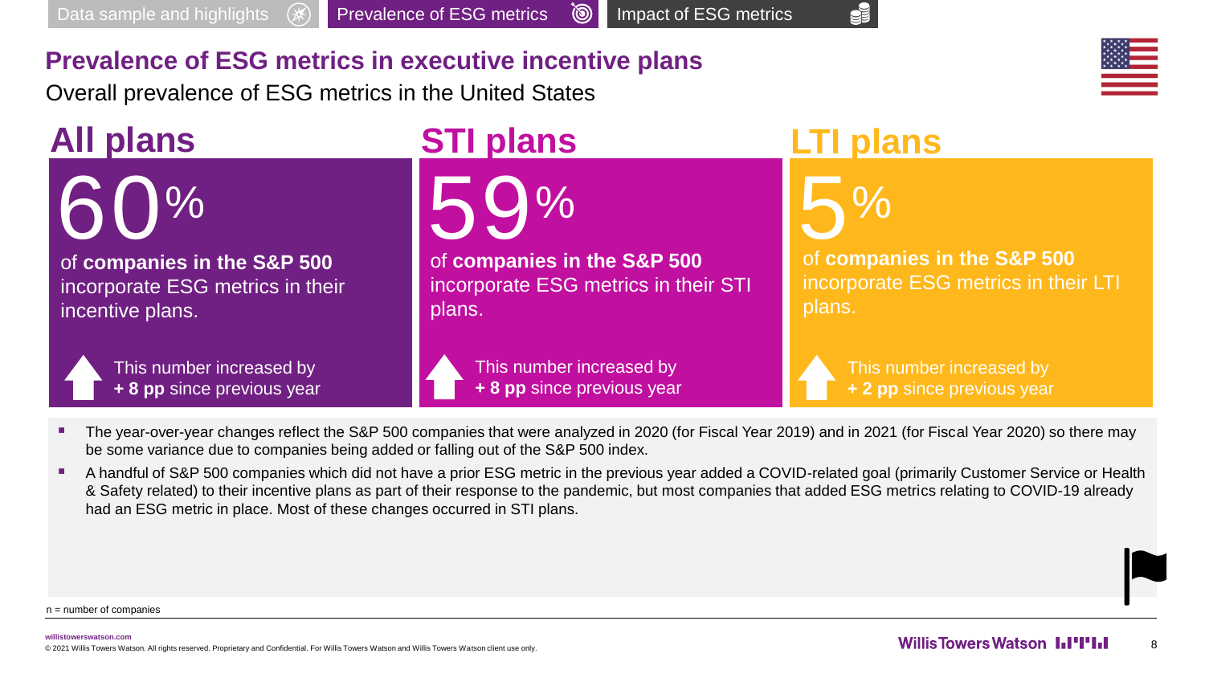Data sample and highlights | Prevalence of ESG metrics | Impact of ESG metrics

## Prevalence of ESG metrics in executive incentive plans

Overall prevalence of ESG metrics in the United States

### All plans

**60%**

of **companies in the S&P 500** incorporate ESG metrics in their incentive plans.

This number increased by **+ 8 pp** since previous year

### STI plans

**59%**

of **companies in the S&P 500** incorporate ESG metrics in their STI plans.

This number increased by **+ 8 pp** since previous year

### LTI plans

**5%**

of **companies in the S&P 500** incorporate ESG metrics in their LTI plans.

This number increased by **+ 2 pp** since previous year

- The year-over-year changes reflect the S&P 500 companies that were analyzed in 2020 (for Fiscal Year 2019) and in 2021 (for Fiscal Year 2020) so there may be some variance due to companies being added or falling out of the S&P 500 index.
- A handful of S&P 500 companies which did not have a prior ESG metric in the previous year added a COVID-related goal (primarily Customer Service or Health & Safety related) to their incentive plans as part of their response to the pandemic, but most companies that added ESG metrics relating to COVID-19 already had an ESG metric in place. Most of these changes occurred in STI plans.

n = number of companies

willistowerswatson.com

© 2021 Willis Towers Watson. All rights reserved. Proprietary and Confidential. For Willis Towers Watson and Willis Towers Watson client use only.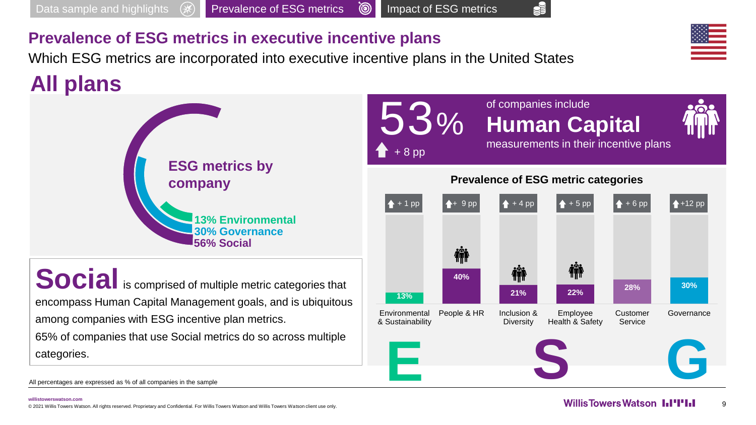Data sample and highlights | **Prevalence of ESG metrics** | Impact of ESG metrics

## Prevalence of ESG metrics in executive incentive plans

Which ESG metrics are incorporated into executive incentive plans in the United States

# All plans

**ESG metrics by company**

- **13% Environmental**
- **30% Governance**
- **56% Social**

**Social** is comprised of multiple metric categories that encompass Human Capital Management goals, and is ubiquitous among companies with ESG incentive plan metrics.

65% of companies that use Social metrics do so across multiple categories.

**53%** of companies include **Human Capital** measurements in their incentive plans

+ 8 pp

### Prevalence of ESG metric categories

| | Category | Prevalence | Change |
|---|---|---|---|
| E | Environmental & Sustainability | 13% | + 1 pp |
| S | People & HR | 40% | + 9 pp |
| S | Inclusion & Diversity | 21% | + 4 pp |
| S | Employee Health & Safety | 22% | + 5 pp |
| S | Customer Service | 28% | + 6 pp |
| G | Governance | 30% | +12 pp |

All percentages are expressed as % of all companies in the sample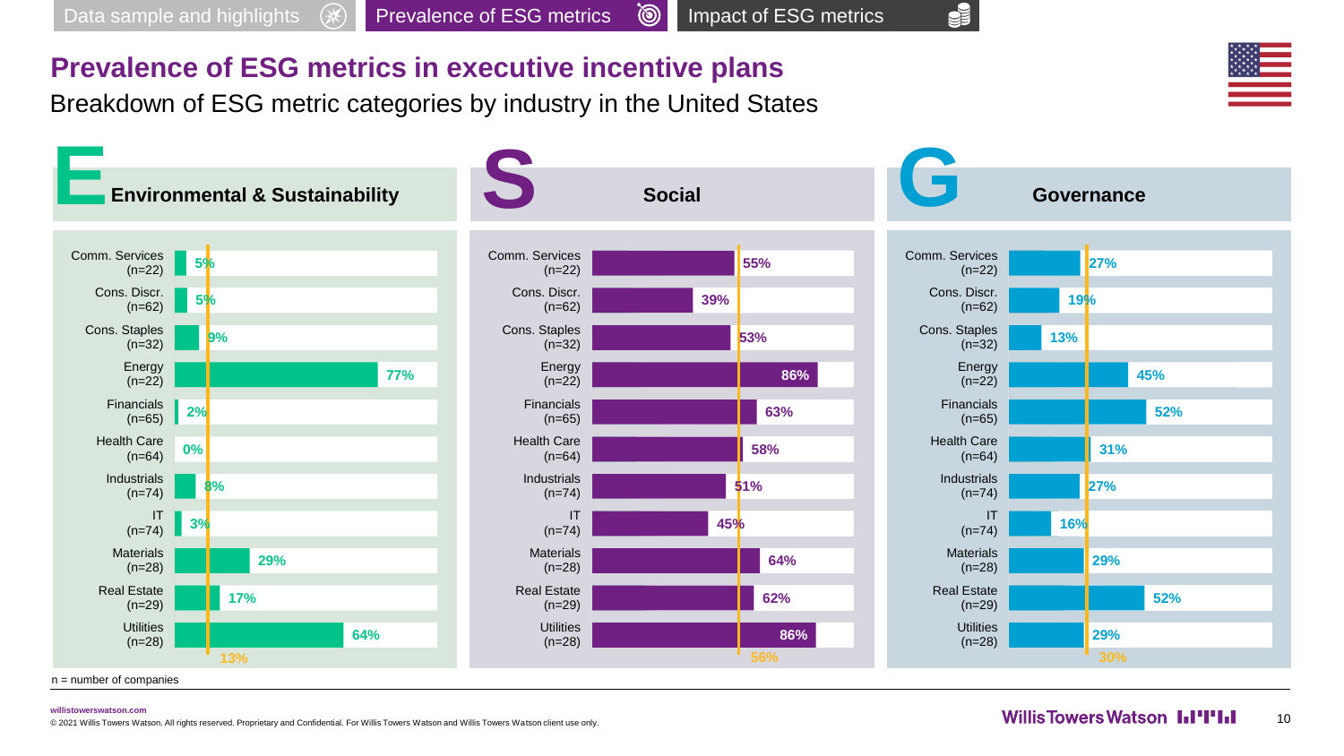Data sample and highlights | Prevalence of ESG metrics | Impact of ESG metrics

# Prevalence of ESG metrics in executive incentive plans

Breakdown of ESG metric categories by industry in the United States

| Industry | E – Environmental & Sustainability | S – Social | G – Governance |
|---|---|---|---|
| Comm. Services (n=22) | 5% | 55% | 27% |
| Cons. Discr. (n=62) | 5% | 39% | 19% |
| Cons. Staples (n=32) | 9% | 53% | 13% |
| Energy (n=22) | 77% | 86% | 45% |
| Financials (n=65) | 2% | 63% | 52% |
| Health Care (n=64) | 0% | 58% | 31% |
| Industrials (n=74) | 8% | 51% | 27% |
| IT (n=74) | 3% | 45% | 16% |
| Materials (n=28) | 29% | 64% | 29% |
| Real Estate (n=29) | 17% | 62% | 52% |
| Utilities (n=28) | 64% | 86% | 29% |
| Overall | 13% | 56% | 30% |

n = number of companies

willistowerswatson.com

© 2021 Willis Towers Watson. All rights reserved. Proprietary and Confidential. For Willis Towers Watson and Willis Towers Watson client use only.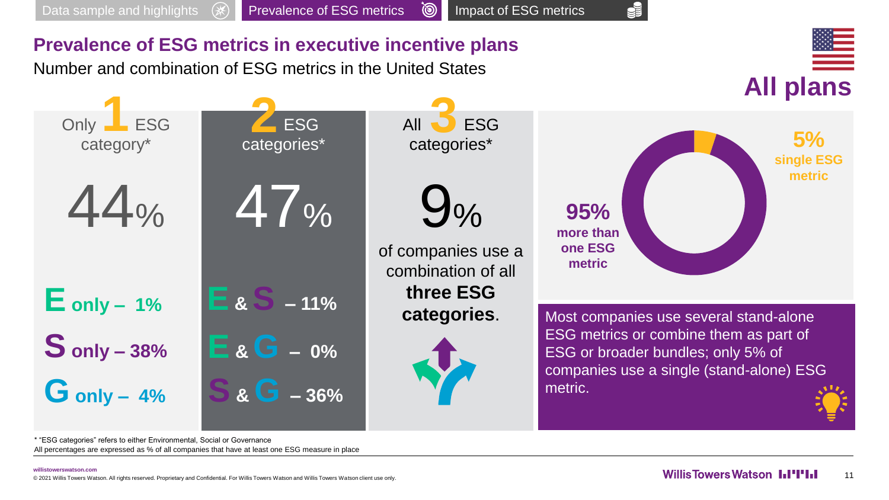Data sample and highlights | Prevalence of ESG metrics | Impact of ESG metrics

# Prevalence of ESG metrics in executive incentive plans

Number and combination of ESG metrics in the United States

**All plans**

| Only 1 ESG category* | 2 ESG categories* | All 3 ESG categories* |
|---|---|---|
| 44% | 47% | 9% of companies use a combination of all **three ESG categories**. |
| **E only – 1%** | **E & S – 11%** | |
| **S only – 38%** | **E & G – 0%** | |
| **G only – 4%** | **S & G – 36%** | |

**5%** single ESG metric

**95%** more than one ESG metric

Most companies use several stand-alone ESG metrics or combine them as part of ESG or broader bundles; only 5% of companies use a single (stand-alone) ESG metric.

* "ESG categories" refers to either Environmental, Social or Governance
All percentages are expressed as % of all companies that have at least one ESG measure in place

willistowerswatson.com
© 2021 Willis Towers Watson. All rights reserved. Proprietary and Confidential. For Willis Towers Watson and Willis Towers Watson client use only.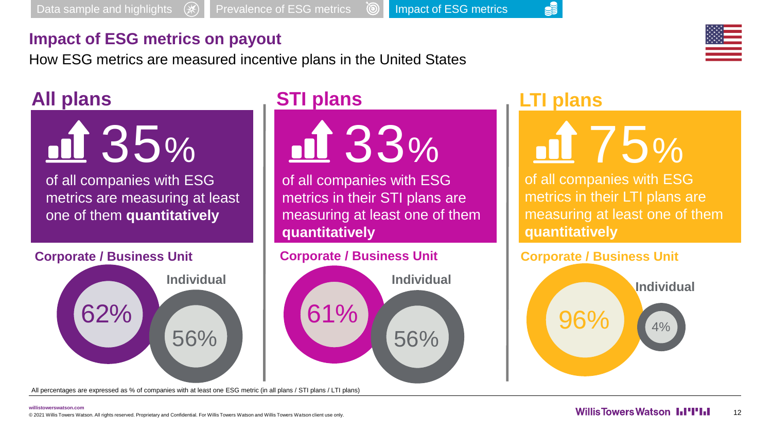Data sample and highlights | Prevalence of ESG metrics | Impact of ESG metrics

# Impact of ESG metrics on payout

How ESG metrics are measured incentive plans in the United States

## All plans

**35%**

of all companies with ESG metrics are measuring at least one of them **quantitatively**

**Corporate / Business Unit** 62%

**Individual** 56%

## STI plans

**33%**

of all companies with ESG metrics in their STI plans are measuring at least one of them **quantitatively**

**Corporate / Business Unit** 61%

**Individual** 56%

## LTI plans

**75%**

of all companies with ESG metrics in their LTI plans are measuring at least one of them **quantitatively**

**Corporate / Business Unit** 96%

**Individual** 4%

All percentages are expressed as % of companies with at least one ESG metric (in all plans / STI plans / LTI plans)

willistowerswatson.com

© 2021 Willis Towers Watson. All rights reserved. Proprietary and Confidential. For Willis Towers Watson and Willis Towers Watson client use only.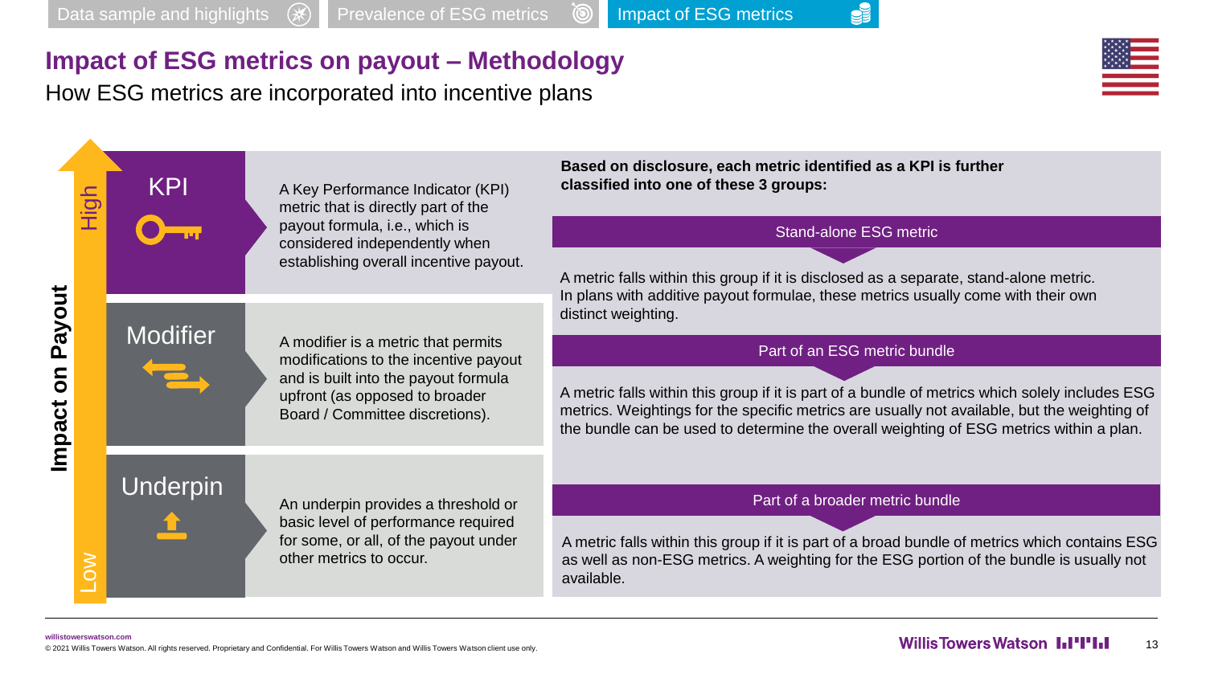Data sample and highlights | Prevalence of ESG metrics | Impact of ESG metrics

# Impact of ESG metrics on payout – Methodology

## How ESG metrics are incorporated into incentive plans

**Impact on Payout** (High → Low)

### KPI

A Key Performance Indicator (KPI) metric that is directly part of the payout formula, i.e., which is considered independently when establishing overall incentive payout.

### Modifier

A modifier is a metric that permits modifications to the incentive payout and is built into the payout formula upfront (as opposed to broader Board / Committee discretions).

### Underpin

An underpin provides a threshold or basic level of performance required for some, or all, of the payout under other metrics to occur.

---

**Based on disclosure, each metric identified as a KPI is further classified into one of these 3 groups:**

#### Stand-alone ESG metric

A metric falls within this group if it is disclosed as a separate, stand-alone metric. In plans with additive payout formulae, these metrics usually come with their own distinct weighting.

#### Part of an ESG metric bundle

A metric falls within this group if it is part of a bundle of metrics which solely includes ESG metrics. Weightings for the specific metrics are usually not available, but the weighting of the bundle can be used to determine the overall weighting of ESG metrics within a plan.

#### Part of a broader metric bundle

A metric falls within this group if it is part of a broad bundle of metrics which contains ESG as well as non-ESG metrics. A weighting for the ESG portion of the bundle is usually not available.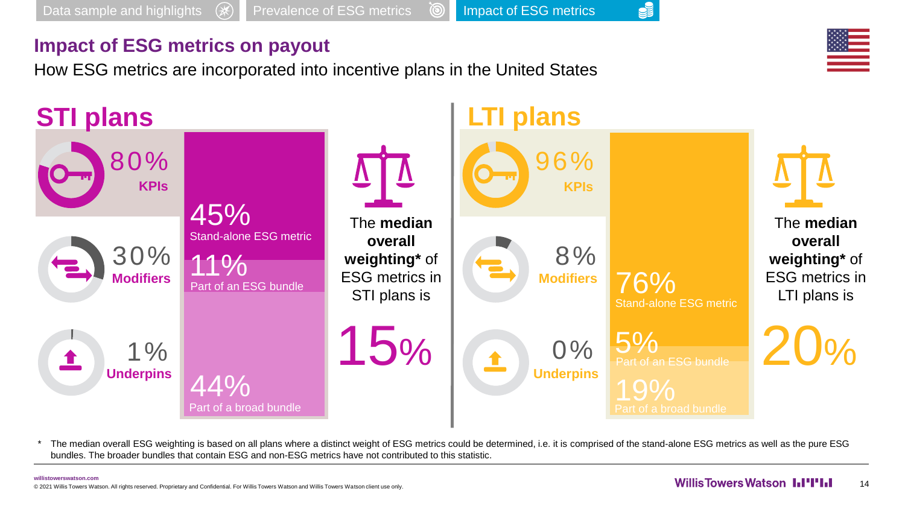Data sample and highlights | Prevalence of ESG metrics | Impact of ESG metrics

## Impact of ESG metrics on payout

How ESG metrics are incorporated into incentive plans in the United States

### STI plans

80% **KPIs**

30% **Modifiers**

1% **Underpins**

45% Stand-alone ESG metric

11% Part of an ESG bundle

44% Part of a broad bundle

The **median overall weighting*** of ESG metrics in STI plans is

15%

### LTI plans

96% **KPIs**

8% **Modifiers**

0% **Underpins**

76% Stand-alone ESG metric

5% Part of an ESG bundle

19% Part of a broad bundle

The **median overall weighting*** of ESG metrics in LTI plans is

20%

\* The median overall ESG weighting is based on all plans where a distinct weight of ESG metrics could be determined, i.e. it is comprised of the stand-alone ESG metrics as well as the pure ESG bundles. The broader bundles that contain ESG and non-ESG metrics have not contributed to this statistic.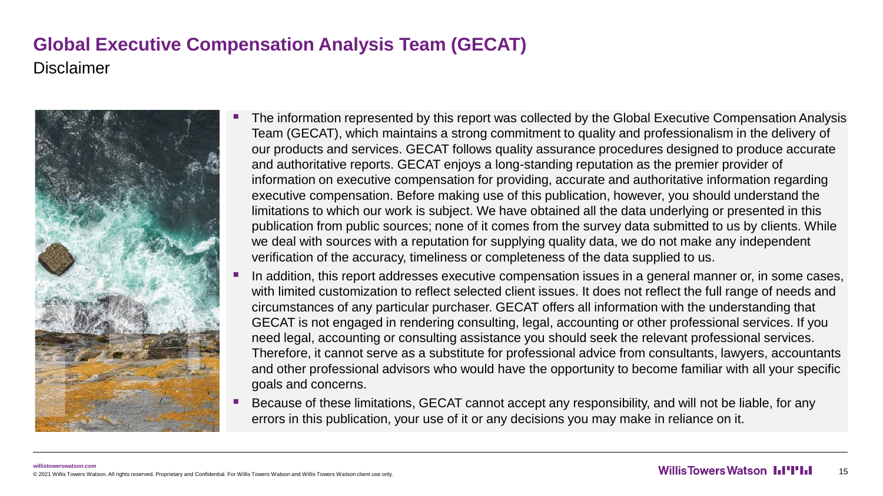# Global Executive Compensation Analysis Team (GECAT)

## Disclaimer

- The information represented by this report was collected by the Global Executive Compensation Analysis Team (GECAT), which maintains a strong commitment to quality and professionalism in the delivery of our products and services. GECAT follows quality assurance procedures designed to produce accurate and authoritative reports. GECAT enjoys a long-standing reputation as the premier provider of information on executive compensation for providing, accurate and authoritative information regarding executive compensation. Before making use of this publication, however, you should understand the limitations to which our work is subject. We have obtained all the data underlying or presented in this publication from public sources; none of it comes from the survey data submitted to us by clients. While we deal with sources with a reputation for supplying quality data, we do not make any independent verification of the accuracy, timeliness or completeness of the data supplied to us.
- In addition, this report addresses executive compensation issues in a general manner or, in some cases, with limited customization to reflect selected client issues. It does not reflect the full range of needs and circumstances of any particular purchaser. GECAT offers all information with the understanding that GECAT is not engaged in rendering consulting, legal, accounting or other professional services. If you need legal, accounting or consulting assistance you should seek the relevant professional services. Therefore, it cannot serve as a substitute for professional advice from consultants, lawyers, accountants and other professional advisors who would have the opportunity to become familiar with all your specific goals and concerns.
- Because of these limitations, GECAT cannot accept any responsibility, and will not be liable, for any errors in this publication, your use of it or any decisions you may make in reliance on it.